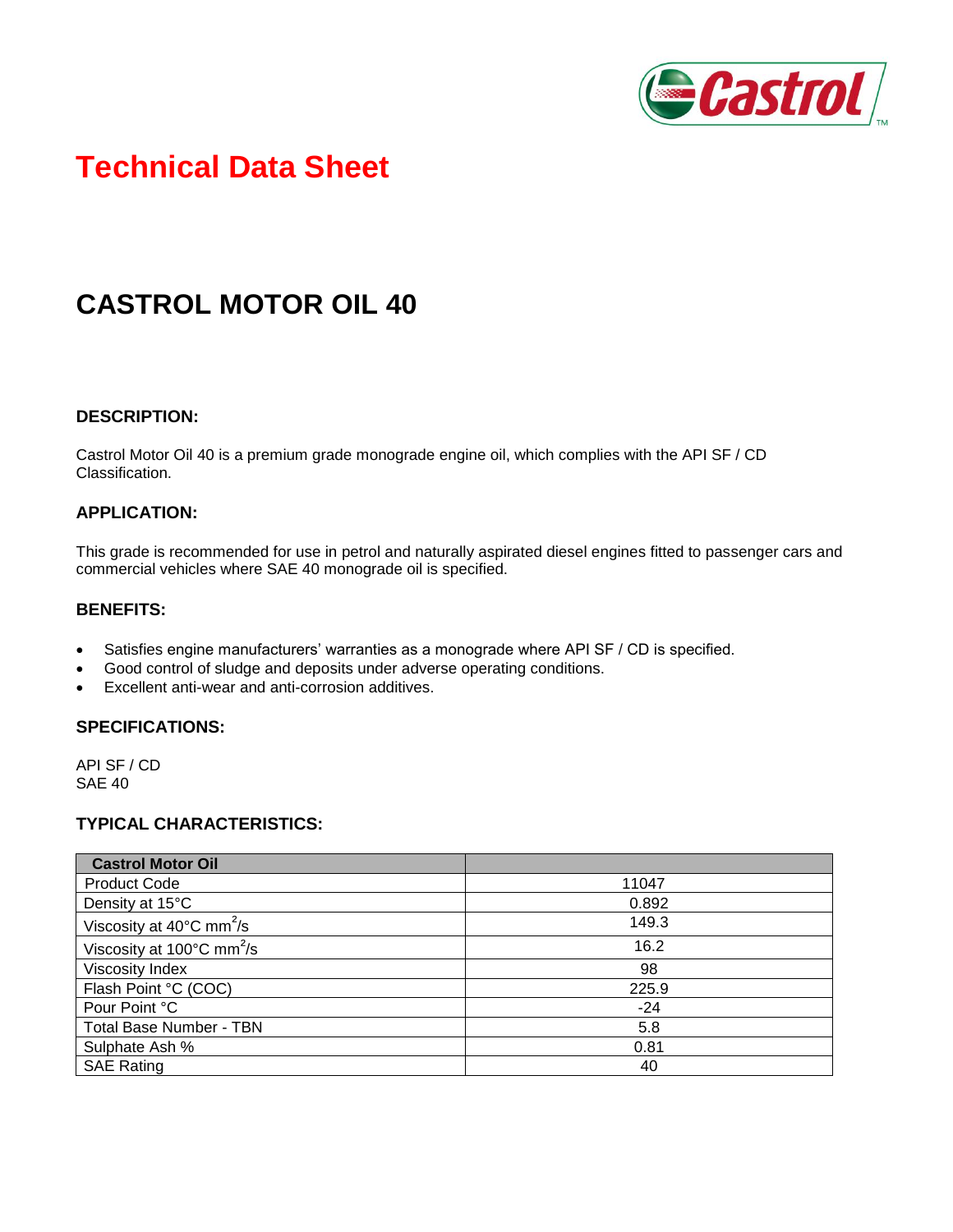# Technical Data Sheet

## CASTROL MOTOR OIL 40

### DESCRIPTION:

Castrol Motor Oil 40 is a premium grade monograde engine oil, which complies with the API SF / CD Classification.

### APPLICATION:

This grade is recommended for use in petrol and naturally aspirated diesel engines fitted to passenger cars and commercial vehicles where SAE 40 monograde oil is specified.

### BENEFITS:

- Satisfies engine manufacturers' warranties as a monograde where API SF / CD is specified.
- Good control of sludge and deposits under adverse operating conditions.
- Excellent anti-wear and anti-corrosion additives.

### SPECIFICATIONS:

API SF / CD
SAE 40

### TYPICAL CHARACTERISTICS:

| Castrol Motor Oil | |
|---|---|
| Product Code | 11047 |
| Density at 15°C | 0.892 |
| Viscosity at 40°C $mm^2/s$ | 149.3 |
| Viscosity at 100°C $mm^2/s$ | 16.2 |
| Viscosity Index | 98 |
| Flash Point °C (COC) | 225.9 |
| Pour Point °C | -24 |
| Total Base Number - TBN | 5.8 |
| Sulphate Ash % | 0.81 |
| SAE Rating | 40 |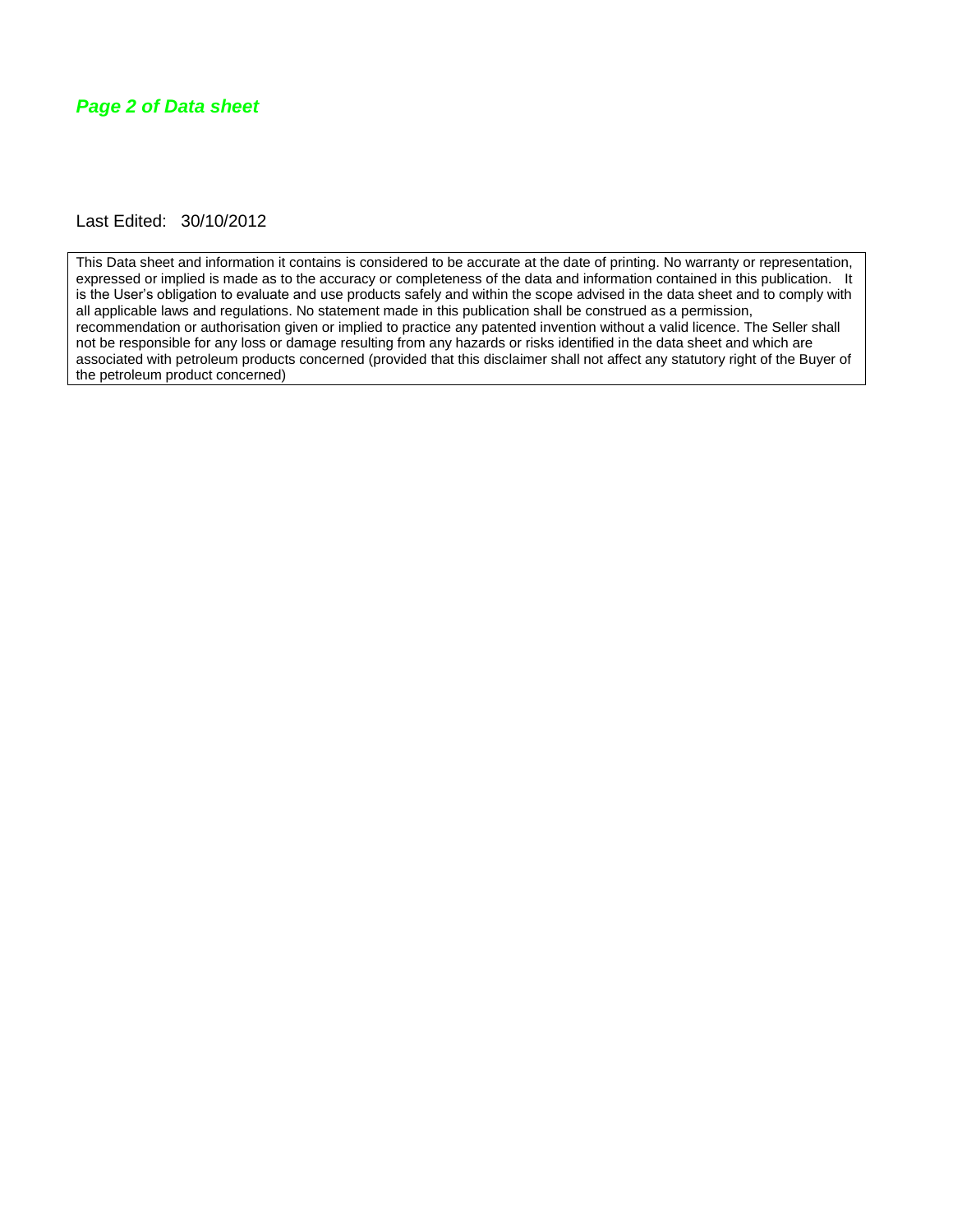***Page 2 of Data sheet***

Last Edited: 30/10/2012

This Data sheet and information it contains is considered to be accurate at the date of printing. No warranty or representation, expressed or implied is made as to the accuracy or completeness of the data and information contained in this publication. It is the User's obligation to evaluate and use products safely and within the scope advised in the data sheet and to comply with all applicable laws and regulations. No statement made in this publication shall be construed as a permission, recommendation or authorisation given or implied to practice any patented invention without a valid licence. The Seller shall not be responsible for any loss or damage resulting from any hazards or risks identified in the data sheet and which are associated with petroleum products concerned (provided that this disclaimer shall not affect any statutory right of the Buyer of the petroleum product concerned)